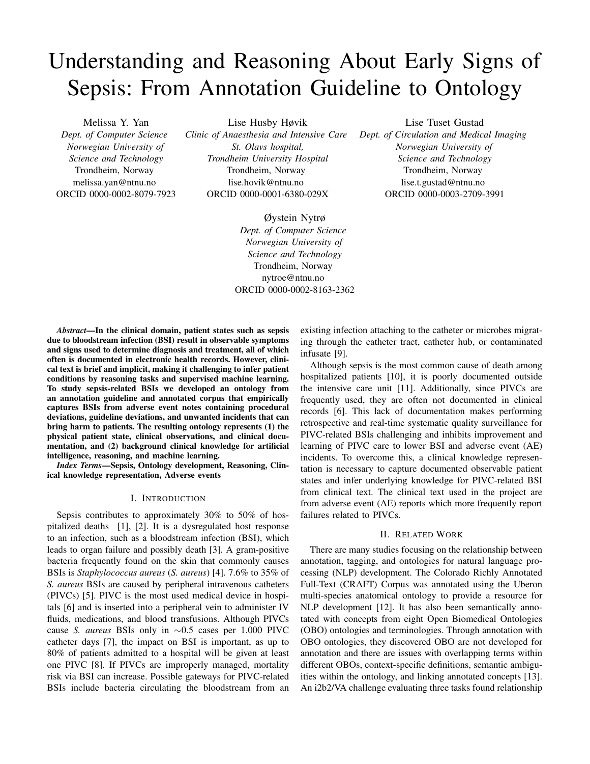# Understanding and Reasoning About Early Signs of Sepsis: From Annotation Guideline to Ontology

Melissa Y. Yan
*Dept. of Computer Science*
*Norwegian University of Science and Technology*
Trondheim, Norway
melissa.yan@ntnu.no
ORCID 0000-0002-8079-7923

Lise Husby Høvik
*Clinic of Anaesthesia and Intensive Care*
*St. Olavs hospital,*
*Trondheim University Hospital*
Trondheim, Norway
lise.hovik@ntnu.no
ORCID 0000-0001-6380-029X

Lise Tuset Gustad
*Dept. of Circulation and Medical Imaging*
*Norwegian University of Science and Technology*
Trondheim, Norway
lise.t.gustad@ntnu.no
ORCID 0000-0003-2709-3991

Øystein Nytrø
*Dept. of Computer Science*
*Norwegian University of Science and Technology*
Trondheim, Norway
nytroe@ntnu.no
ORCID 0000-0002-8163-2362

***Abstract*—In the clinical domain, patient states such as sepsis due to bloodstream infection (BSI) result in observable symptoms and signs used to determine diagnosis and treatment, all of which often is documented in electronic health records. However, clinical text is brief and implicit, making it challenging to infer patient conditions by reasoning tasks and supervised machine learning. To study sepsis-related BSIs we developed an ontology from an annotation guideline and annotated corpus that empirically captures BSIs from adverse event notes containing procedural deviations, guideline deviations, and unwanted incidents that can bring harm to patients. The resulting ontology represents (1) the physical patient state, clinical observations, and clinical documentation, and (2) background clinical knowledge for artificial intelligence, reasoning, and machine learning.**

***Index Terms*—Sepsis, Ontology development, Reasoning, Clinical knowledge representation, Adverse events**

## I. Introduction

Sepsis contributes to approximately 30% to 50% of hospitalized deaths [1], [2]. It is a dysregulated host response to an infection, such as a bloodstream infection (BSI), which leads to organ failure and possibly death [3]. A gram-positive bacteria frequently found on the skin that commonly causes BSIs is *Staphylococcus aureus* (*S. aureus*) [4]. 7.6% to 35% of *S. aureus* BSIs are caused by peripheral intravenous catheters (PIVCs) [5]. PIVC is the most used medical device in hospitals [6] and is inserted into a peripheral vein to administer IV fluids, medications, and blood transfusions. Although PIVCs cause *S. aureus* BSIs only in ∼0.5 cases per 1.000 PIVC catheter days [7], the impact on BSI is important, as up to 80% of patients admitted to a hospital will be given at least one PIVC [8]. If PIVCs are improperly managed, mortality risk via BSI can increase. Possible gateways for PIVC-related BSIs include bacteria circulating the bloodstream from an existing infection attaching to the catheter or microbes migrating through the catheter tract, catheter hub, or contaminated infusate [9].

Although sepsis is the most common cause of death among hospitalized patients [10], it is poorly documented outside the intensive care unit [11]. Additionally, since PIVCs are frequently used, they are often not documented in clinical records [6]. This lack of documentation makes performing retrospective and real-time systematic quality surveillance for PIVC-related BSIs challenging and inhibits improvement and learning of PIVC care to lower BSI and adverse event (AE) incidents. To overcome this, a clinical knowledge representation is necessary to capture documented observable patient states and infer underlying knowledge for PIVC-related BSI from clinical text. The clinical text used in the project are from adverse event (AE) reports which more frequently report failures related to PIVCs.

## II. Related Work

There are many studies focusing on the relationship between annotation, tagging, and ontologies for natural language processing (NLP) development. The Colorado Richly Annotated Full-Text (CRAFT) Corpus was annotated using the Uberon multi-species anatomical ontology to provide a resource for NLP development [12]. It has also been semantically annotated with concepts from eight Open Biomedical Ontologies (OBO) ontologies and terminologies. Through annotation with OBO ontologies, they discovered OBO are not developed for annotation and there are issues with overlapping terms within different OBOs, context-specific definitions, semantic ambiguities within the ontology, and linking annotated concepts [13]. An i2b2/VA challenge evaluating three tasks found relationship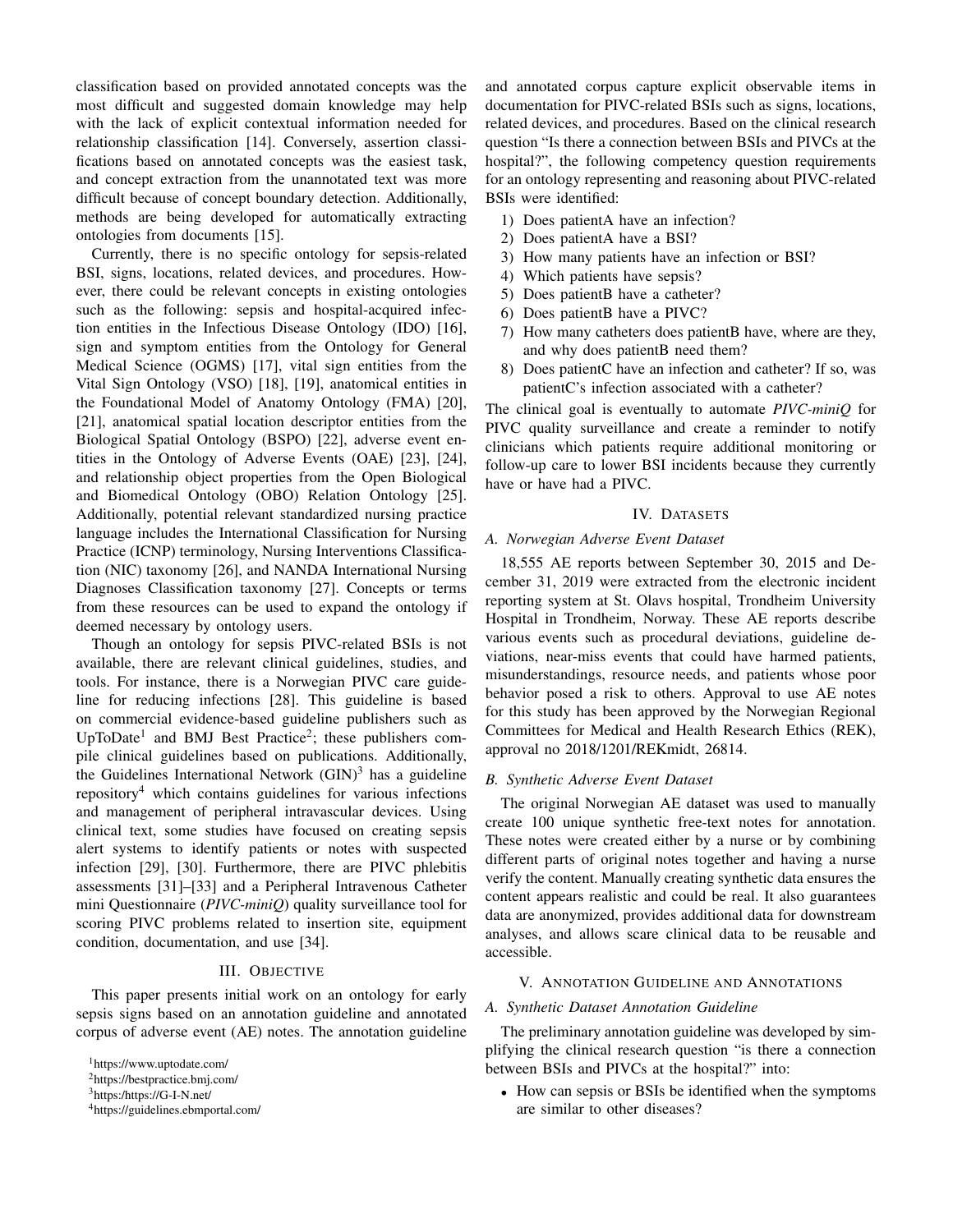classification based on provided annotated concepts was the most difficult and suggested domain knowledge may help with the lack of explicit contextual information needed for relationship classification [14]. Conversely, assertion classifications based on annotated concepts was the easiest task, and concept extraction from the unannotated text was more difficult because of concept boundary detection. Additionally, methods are being developed for automatically extracting ontologies from documents [15].

Currently, there is no specific ontology for sepsis-related BSI, signs, locations, related devices, and procedures. However, there could be relevant concepts in existing ontologies such as the following: sepsis and hospital-acquired infection entities in the Infectious Disease Ontology (IDO) [16], sign and symptom entities from the Ontology for General Medical Science (OGMS) [17], vital sign entities from the Vital Sign Ontology (VSO) [18], [19], anatomical entities in the Foundational Model of Anatomy Ontology (FMA) [20], [21], anatomical spatial location descriptor entities from the Biological Spatial Ontology (BSPO) [22], adverse event entities in the Ontology of Adverse Events (OAE) [23], [24], and relationship object properties from the Open Biological and Biomedical Ontology (OBO) Relation Ontology [25]. Additionally, potential relevant standardized nursing practice language includes the International Classification for Nursing Practice (ICNP) terminology, Nursing Interventions Classification (NIC) taxonomy [26], and NANDA International Nursing Diagnoses Classification taxonomy [27]. Concepts or terms from these resources can be used to expand the ontology if deemed necessary by ontology users.

Though an ontology for sepsis PIVC-related BSIs is not available, there are relevant clinical guidelines, studies, and tools. For instance, there is a Norwegian PIVC care guideline for reducing infections [28]. This guideline is based on commercial evidence-based guideline publishers such as UpToDate[1] and BMJ Best Practice[2]; these publishers compile clinical guidelines based on publications. Additionally, the Guidelines International Network (GIN)[3] has a guideline repository[4] which contains guidelines for various infections and management of peripheral intravascular devices. Using clinical text, some studies have focused on creating sepsis alert systems to identify patients or notes with suspected infection [29], [30]. Furthermore, there are PIVC phlebitis assessments [31]–[33] and a Peripheral Intravenous Catheter mini Questionnaire (*PIVC-miniQ*) quality surveillance tool for scoring PIVC problems related to insertion site, equipment condition, documentation, and use [34].

## III. Objective

This paper presents initial work on an ontology for early sepsis signs based on an annotation guideline and annotated corpus of adverse event (AE) notes. The annotation guideline and annotated corpus capture explicit observable items in documentation for PIVC-related BSIs such as signs, locations, related devices, and procedures. Based on the clinical research question "Is there a connection between BSIs and PIVCs at the hospital?", the following competency question requirements for an ontology representing and reasoning about PIVC-related BSIs were identified:

1) Does patientA have an infection?
2) Does patientA have a BSI?
3) How many patients have an infection or BSI?
4) Which patients have sepsis?
5) Does patientB have a catheter?
6) Does patientB have a PIVC?
7) How many catheters does patientB have, where are they, and why does patientB need them?
8) Does patientC have an infection and catheter? If so, was patientC's infection associated with a catheter?

The clinical goal is eventually to automate *PIVC-miniQ* for PIVC quality surveillance and create a reminder to notify clinicians which patients require additional monitoring or follow-up care to lower BSI incidents because they currently have or have had a PIVC.

## IV. Datasets

### A. Norwegian Adverse Event Dataset

18,555 AE reports between September 30, 2015 and December 31, 2019 were extracted from the electronic incident reporting system at St. Olavs hospital, Trondheim University Hospital in Trondheim, Norway. These AE reports describe various events such as procedural deviations, guideline deviations, near-miss events that could have harmed patients, misunderstandings, resource needs, and patients whose poor behavior posed a risk to others. Approval to use AE notes for this study has been approved by the Norwegian Regional Committees for Medical and Health Research Ethics (REK), approval no 2018/1201/REKmidt, 26814.

### B. Synthetic Adverse Event Dataset

The original Norwegian AE dataset was used to manually create 100 unique synthetic free-text notes for annotation. These notes were created either by a nurse or by combining different parts of original notes together and having a nurse verify the content. Manually creating synthetic data ensures the content appears realistic and could be real. It also guarantees data are anonymized, provides additional data for downstream analyses, and allows scare clinical data to be reusable and accessible.

## V. Annotation Guideline and Annotations

### A. Synthetic Dataset Annotation Guideline

The preliminary annotation guideline was developed by simplifying the clinical research question "is there a connection between BSIs and PIVCs at the hospital?" into:

- How can sepsis or BSIs be identified when the symptoms are similar to other diseases?

---

[1] https://www.uptodate.com/

[2] https://bestpractice.bmj.com/

[3] https:/https://G-I-N.net/

[4] https://guidelines.ebmportal.com/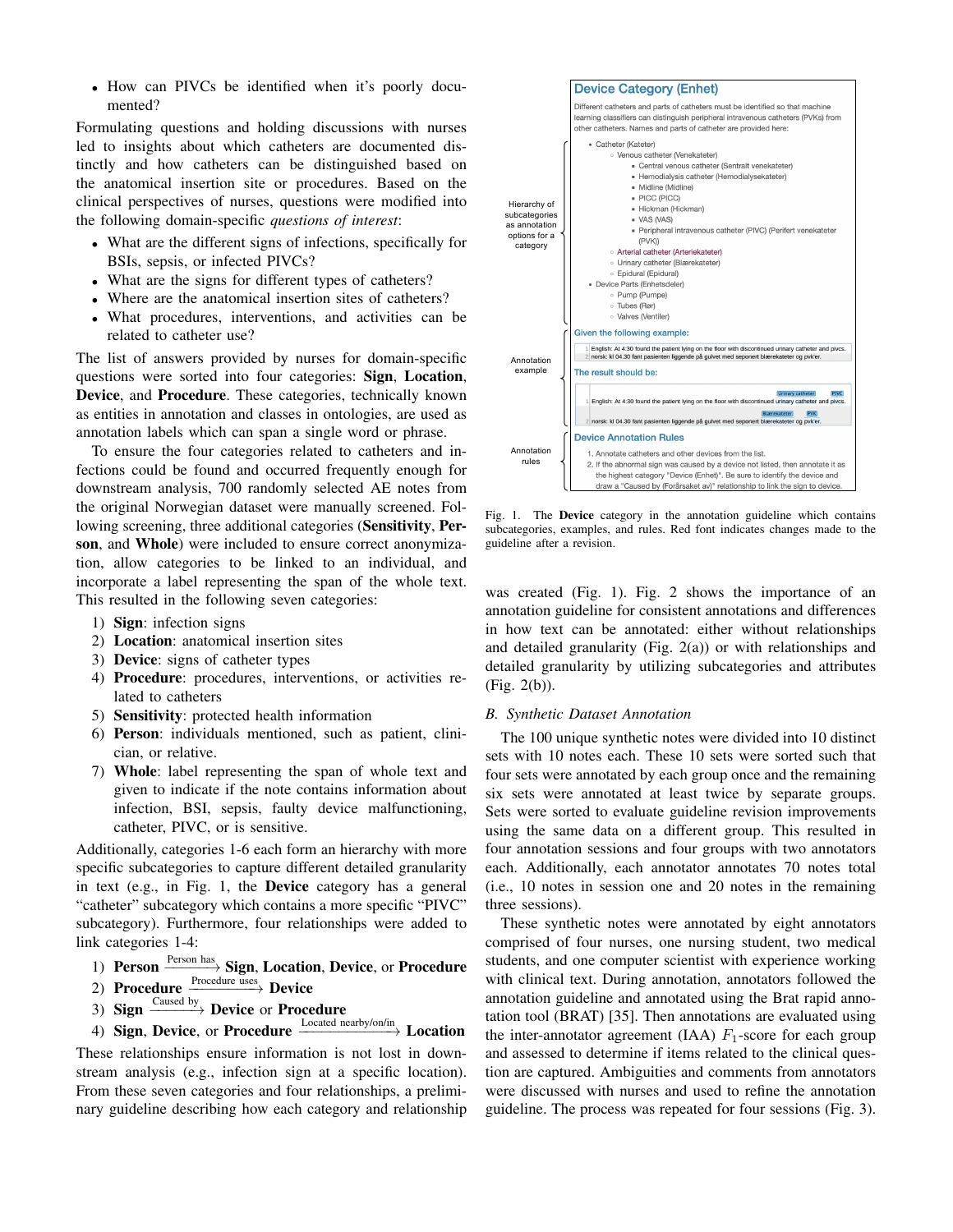- How can PIVCs be identified when it's poorly documented?

Formulating questions and holding discussions with nurses led to insights about which catheters are documented distinctly and how catheters can be distinguished based on the anatomical insertion site or procedures. Based on the clinical perspectives of nurses, questions were modified into the following domain-specific *questions of interest*:

- What are the different signs of infections, specifically for BSIs, sepsis, or infected PIVCs?
- What are the signs for different types of catheters?
- Where are the anatomical insertion sites of catheters?
- What procedures, interventions, and activities can be related to catheter use?

The list of answers provided by nurses for domain-specific questions were sorted into four categories: **Sign**, **Location**, **Device**, and **Procedure**. These categories, technically known as entities in annotation and classes in ontologies, are used as annotation labels which can span a single word or phrase.

To ensure the four categories related to catheters and infections could be found and occurred frequently enough for downstream analysis, 700 randomly selected AE notes from the original Norwegian dataset were manually screened. Following screening, three additional categories (**Sensitivity**, **Person**, and **Whole**) were included to ensure correct anonymization, allow categories to be linked to an individual, and incorporate a label representing the span of the whole text. This resulted in the following seven categories:

1) **Sign**: infection signs
2) **Location**: anatomical insertion sites
3) **Device**: signs of catheter types
4) **Procedure**: procedures, interventions, or activities related to catheters
5) **Sensitivity**: protected health information
6) **Person**: individuals mentioned, such as patient, clinician, or relative.
7) **Whole**: label representing the span of whole text and given to indicate if the note contains information about infection, BSI, sepsis, faulty device malfunctioning, catheter, PIVC, or is sensitive.

Additionally, categories 1-6 each form an hierarchy with more specific subcategories to capture different detailed granularity in text (e.g., in Fig. 1, the **Device** category has a general "catheter" subcategory which contains a more specific "PIVC" subcategory). Furthermore, four relationships were added to link categories 1-4:

1) **Person** $\xrightarrow{\text{Person has}}$ **Sign**, **Location**, **Device**, or **Procedure**
2) **Procedure** $\xrightarrow{\text{Procedure uses}}$ **Device**
3) **Sign** $\xrightarrow{\text{Caused by}}$ **Device** or **Procedure**
4) **Sign**, **Device**, or **Procedure** $\xrightarrow{\text{Located nearby/on/in}}$ **Location**

These relationships ensure information is not lost in downstream analysis (e.g., infection sign at a specific location). From these seven categories and four relationships, a preliminary guideline describing how each category and relationship was created (Fig. 1). Fig. 2 shows the importance of an annotation guideline for consistent annotations and differences in how text can be annotated: either without relationships and detailed granularity (Fig. 2(a)) or with relationships and detailed granularity by utilizing subcategories and attributes (Fig. 2(b)).

Fig. 1. The **Device** category in the annotation guideline which contains subcategories, examples, and rules. Red font indicates changes made to the guideline after a revision.

### B. Synthetic Dataset Annotation

The 100 unique synthetic notes were divided into 10 distinct sets with 10 notes each. These 10 sets were sorted such that four sets were annotated by each group once and the remaining six sets were annotated at least twice by separate groups. Sets were sorted to evaluate guideline revision improvements using the same data on a different group. This resulted in four annotation sessions and four groups with two annotators each. Additionally, each annotator annotates 70 notes total (i.e., 10 notes in session one and 20 notes in the remaining three sessions).

These synthetic notes were annotated by eight annotators comprised of four nurses, one nursing student, two medical students, and one computer scientist with experience working with clinical text. During annotation, annotators followed the annotation guideline and annotated using the Brat rapid annotation tool (BRAT) [35]. Then annotations are evaluated using the inter-annotator agreement (IAA) $F_1$-score for each group and assessed to determine if items related to the clinical question are captured. Ambiguities and comments from annotators were discussed with nurses and used to refine the annotation guideline. The process was repeated for four sessions (Fig. 3).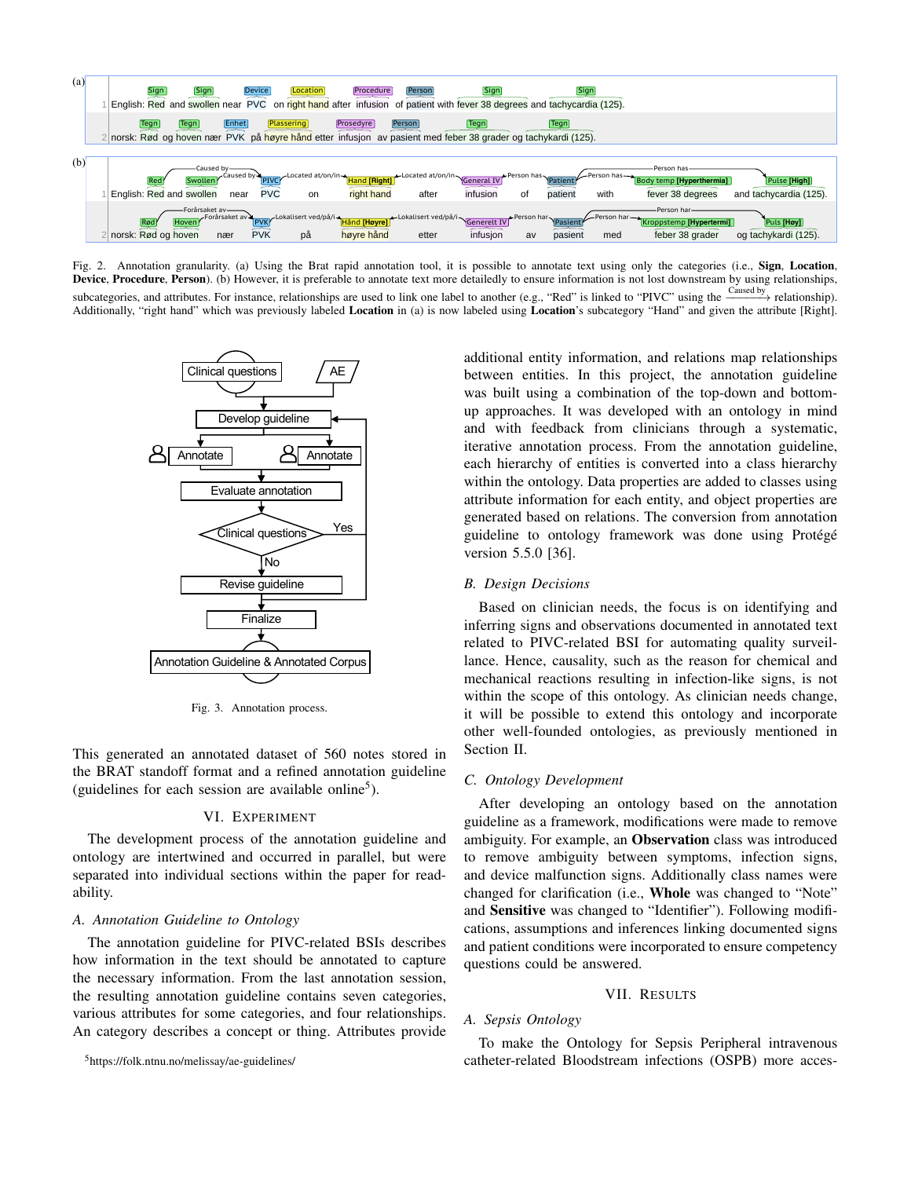Fig. 2. Annotation granularity. (a) Using the Brat rapid annotation tool, it is possible to annotate text using only the categories (i.e., **Sign**, **Location**, **Device**, **Procedure**, **Person**). (b) However, it is preferable to annotate text more detailedly to ensure information is not lost downstream by using relationships, subcategories, and attributes. For instance, relationships are used to link one label to another (e.g., "Red" is linked to "PIVC" using the $\xrightarrow{\text{Caused by}}$ relationship). Additionally, "right hand" which was previously labeled **Location** in (a) is now labeled using **Location**'s subcategory "Hand" and given the attribute [Right].

Fig. 3. Annotation process.

This generated an annotated dataset of 560 notes stored in the BRAT standoff format and a refined annotation guideline (guidelines for each session are available online[5]).

## VI. Experiment

The development process of the annotation guideline and ontology are intertwined and occurred in parallel, but were separated into individual sections within the paper for readability.

### A. Annotation Guideline to Ontology

The annotation guideline for PIVC-related BSIs describes how information in the text should be annotated to capture the necessary information. From the last annotation session, the resulting annotation guideline contains seven categories, various attributes for some categories, and four relationships. An category describes a concept or thing. Attributes provide additional entity information, and relations map relationships between entities. In this project, the annotation guideline was built using a combination of the top-down and bottom-up approaches. It was developed with an ontology in mind and with feedback from clinicians through a systematic, iterative annotation process. From the annotation guideline, each hierarchy of entities is converted into a class hierarchy within the ontology. Data properties are added to classes using attribute information for each entity, and object properties are generated based on relations. The conversion from annotation guideline to ontology framework was done using Protégé version 5.5.0 [36].

[5]https://folk.ntnu.no/melissay/ae-guidelines/

### B. Design Decisions

Based on clinician needs, the focus is on identifying and inferring signs and observations documented in annotated text related to PIVC-related BSI for automating quality surveillance. Hence, causality, such as the reason for chemical and mechanical reactions resulting in infection-like signs, is not within the scope of this ontology. As clinician needs change, it will be possible to extend this ontology and incorporate other well-founded ontologies, as previously mentioned in Section II.

### C. Ontology Development

After developing an ontology based on the annotation guideline as a framework, modifications were made to remove ambiguity. For example, an **Observation** class was introduced to remove ambiguity between symptoms, infection signs, and device malfunction signs. Additionally class names were changed for clarification (i.e., **Whole** was changed to "Note" and **Sensitive** was changed to "Identifier"). Following modifications, assumptions and inferences linking documented signs and patient conditions were incorporated to ensure competency questions could be answered.

## VII. Results

### A. Sepsis Ontology

To make the Ontology for Sepsis Peripheral intravenous catheter-related Bloodstream infections (OSPB) more acces-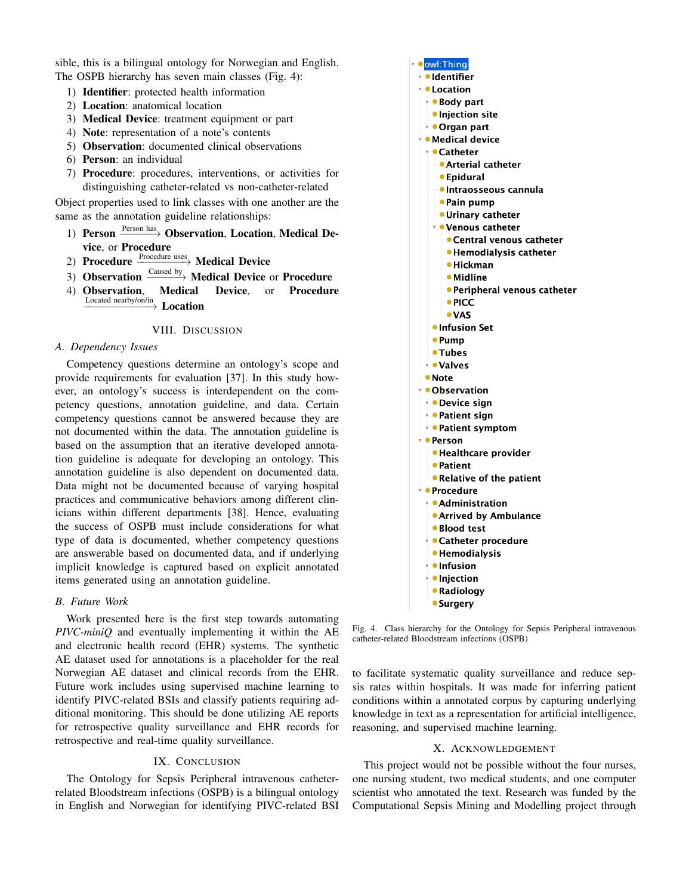sible, this is a bilingual ontology for Norwegian and English. The OSPB hierarchy has seven main classes (Fig. 4):

1) **Identifier**: protected health information
2) **Location**: anatomical location
3) **Medical Device**: treatment equipment or part
4) **Note**: representation of a note's contents
5) **Observation**: documented clinical observations
6) **Person**: an individual
7) **Procedure**: procedures, interventions, or activities for distinguishing catheter-related vs non-catheter-related

Object properties used to link classes with one another are the same as the annotation guideline relationships:

1) **Person** $\xrightarrow{\text{Person has}}$ **Observation**, **Location**, **Medical Device**, or **Procedure**
2) **Procedure** $\xrightarrow{\text{Procedure uses}}$ **Medical Device**
3) **Observation** $\xrightarrow{\text{Caused by}}$ **Medical Device** or **Procedure**
4) **Observation**, **Medical Device**, or **Procedure** $\xrightarrow{\text{Located nearby/on/in}}$ **Location**

- owl:Thing
  - Identifier
  - Location
    - Body part
    - Injection site
    - Organ part
  - Medical device
    - Catheter
      - Arterial catheter
      - Epidural
      - Intraosseous cannula
      - Pain pump
      - Urinary catheter
      - Venous catheter
        - Central venous catheter
        - Hemodialysis catheter
        - Hickman
        - Midline
        - Peripheral venous catheter
        - PICC
        - VAS
    - Infusion Set
    - Pump
    - Tubes
    - Valves
  - Note
  - Observation
    - Device sign
    - Patient sign
    - Patient symptom
  - Person
    - Healthcare provider
    - Patient
    - Relative of the patient
  - Procedure
    - Administration
    - Arrived by Ambulance
    - Blood test
    - Catheter procedure
    - Hemodialysis
    - Infusion
    - Injection
    - Radiology
    - Surgery

Fig. 4. Class hierarchy for the Ontology for Sepsis Peripheral intravenous catheter-related Bloodstream infections (OSPB)

## VIII. Discussion

### A. Dependency Issues

Competency questions determine an ontology's scope and provide requirements for evaluation [37]. In this study however, an ontology's success is interdependent on the competency questions, annotation guideline, and data. Certain competency questions cannot be answered because they are not documented within the data. The annotation guideline is based on the assumption that an iterative developed annotation guideline is adequate for developing an ontology. This annotation guideline is also dependent on documented data. Data might not be documented because of varying hospital practices and communicative behaviors among different clinicians within different departments [38]. Hence, evaluating the success of OSPB must include considerations for what type of data is documented, whether competency questions are answerable based on documented data, and if underlying implicit knowledge is captured based on explicit annotated items generated using an annotation guideline.

### B. Future Work

Work presented here is the first step towards automating *PIVC-miniQ* and eventually implementing it within the AE and electronic health record (EHR) systems. The synthetic AE dataset used for annotations is a placeholder for the real Norwegian AE dataset and clinical records from the EHR. Future work includes using supervised machine learning to identify PIVC-related BSIs and classify patients requiring additional monitoring. This should be done utilizing AE reports for retrospective quality surveillance and EHR records for retrospective and real-time quality surveillance.

## IX. Conclusion

The Ontology for Sepsis Peripheral intravenous catheter-related Bloodstream infections (OSPB) is a bilingual ontology in English and Norwegian for identifying PIVC-related BSI to facilitate systematic quality surveillance and reduce sepsis rates within hospitals. It was made for inferring patient conditions within a annotated corpus by capturing underlying knowledge in text as a representation for artificial intelligence, reasoning, and supervised machine learning.

## X. Acknowledgement

This project would not be possible without the four nurses, one nursing student, two medical students, and one computer scientist who annotated the text. Research was funded by the Computational Sepsis Mining and Modelling project through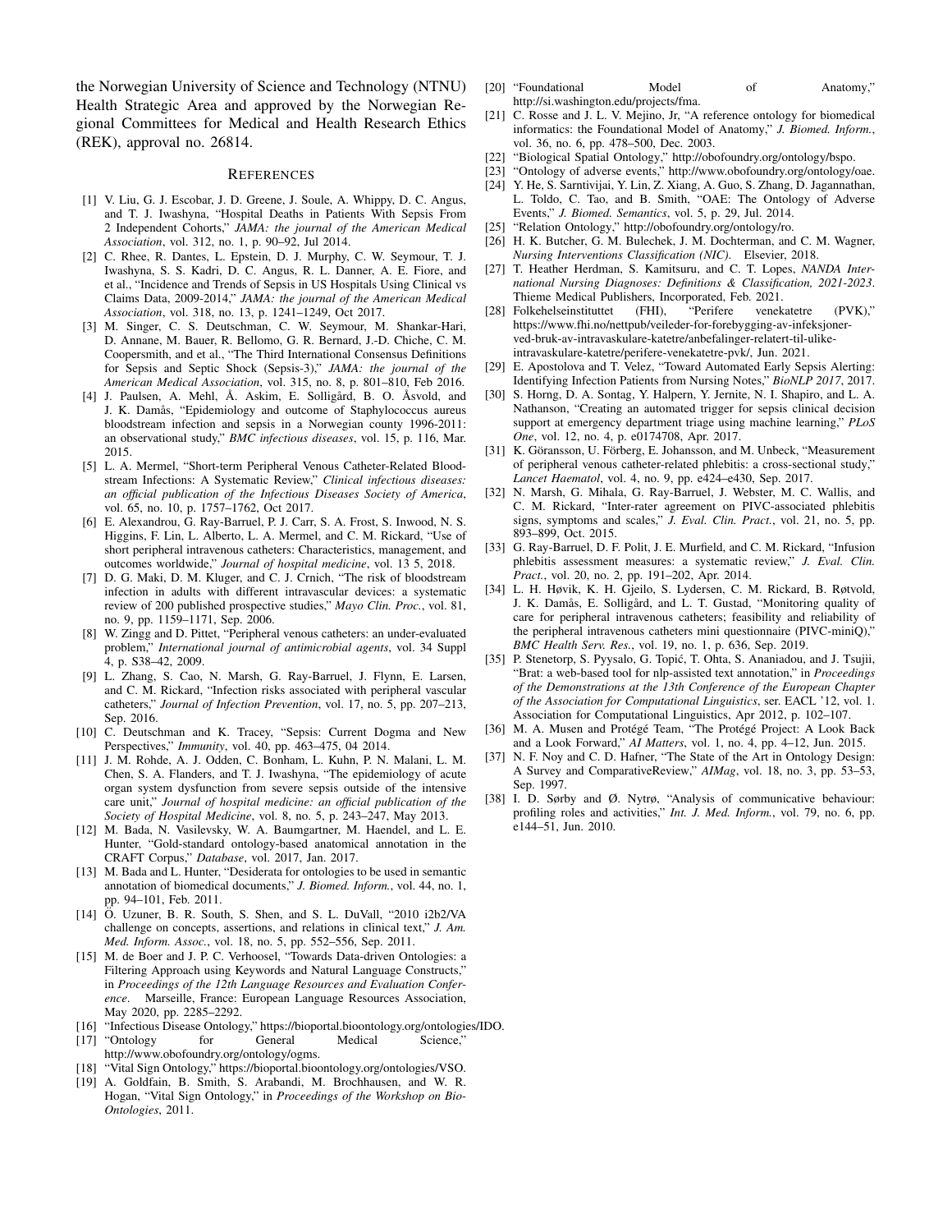the Norwegian University of Science and Technology (NTNU) Health Strategic Area and approved by the Norwegian Regional Committees for Medical and Health Research Ethics (REK), approval no. 26814.

## REFERENCES

[1] V. Liu, G. J. Escobar, J. D. Greene, J. Soule, A. Whippy, D. C. Angus, and T. J. Iwashyna, "Hospital Deaths in Patients With Sepsis From 2 Independent Cohorts," *JAMA: the journal of the American Medical Association*, vol. 312, no. 1, p. 90–92, Jul 2014.

[2] C. Rhee, R. Dantes, L. Epstein, D. J. Murphy, C. W. Seymour, T. J. Iwashyna, S. S. Kadri, D. C. Angus, R. L. Danner, A. E. Fiore, and et al., "Incidence and Trends of Sepsis in US Hospitals Using Clinical vs Claims Data, 2009-2014," *JAMA: the journal of the American Medical Association*, vol. 318, no. 13, p. 1241–1249, Oct 2017.

[3] M. Singer, C. S. Deutschman, C. W. Seymour, M. Shankar-Hari, D. Annane, M. Bauer, R. Bellomo, G. R. Bernard, J.-D. Chiche, C. M. Coopersmith, and et al., "The Third International Consensus Definitions for Sepsis and Septic Shock (Sepsis-3)," *JAMA: the journal of the American Medical Association*, vol. 315, no. 8, p. 801–810, Feb 2016.

[4] J. Paulsen, A. Mehl, Å. Askim, E. Solligård, B. O. Åsvold, and J. K. Damås, "Epidemiology and outcome of Staphylococcus aureus bloodstream infection and sepsis in a Norwegian county 1996-2011: an observational study," *BMC infectious diseases*, vol. 15, p. 116, Mar. 2015.

[5] L. A. Mermel, "Short-term Peripheral Venous Catheter-Related Bloodstream Infections: A Systematic Review," *Clinical infectious diseases: an official publication of the Infectious Diseases Society of America*, vol. 65, no. 10, p. 1757–1762, Oct 2017.

[6] E. Alexandrou, G. Ray-Barruel, P. J. Carr, S. A. Frost, S. Inwood, N. S. Higgins, F. Lin, L. Alberto, L. A. Mermel, and C. M. Rickard, "Use of short peripheral intravenous catheters: Characteristics, management, and outcomes worldwide," *Journal of hospital medicine*, vol. 13 5, 2018.

[7] D. G. Maki, D. M. Kluger, and C. J. Crnich, "The risk of bloodstream infection in adults with different intravascular devices: a systematic review of 200 published prospective studies," *Mayo Clin. Proc.*, vol. 81, no. 9, pp. 1159–1171, Sep. 2006.

[8] W. Zingg and D. Pittet, "Peripheral venous catheters: an under-evaluated problem," *International journal of antimicrobial agents*, vol. 34 Suppl 4, p. S38–42, 2009.

[9] L. Zhang, S. Cao, N. Marsh, G. Ray-Barruel, J. Flynn, E. Larsen, and C. M. Rickard, "Infection risks associated with peripheral vascular catheters," *Journal of Infection Prevention*, vol. 17, no. 5, pp. 207–213, Sep. 2016.

[10] C. Deutschman and K. Tracey, "Sepsis: Current Dogma and New Perspectives," *Immunity*, vol. 40, pp. 463–475, 04 2014.

[11] J. M. Rohde, A. J. Odden, C. Bonham, L. Kuhn, P. N. Malani, L. M. Chen, S. A. Flanders, and T. J. Iwashyna, "The epidemiology of acute organ system dysfunction from severe sepsis outside of the intensive care unit," *Journal of hospital medicine: an official publication of the Society of Hospital Medicine*, vol. 8, no. 5, p. 243–247, May 2013.

[12] M. Bada, N. Vasilevsky, W. A. Baumgartner, M. Haendel, and L. E. Hunter, "Gold-standard ontology-based anatomical annotation in the CRAFT Corpus," *Database*, vol. 2017, Jan. 2017.

[13] M. Bada and L. Hunter, "Desiderata for ontologies to be used in semantic annotation of biomedical documents," *J. Biomed. Inform.*, vol. 44, no. 1, pp. 94–101, Feb. 2011.

[14] Ö. Uzuner, B. R. South, S. Shen, and S. L. DuVall, "2010 i2b2/VA challenge on concepts, assertions, and relations in clinical text," *J. Am. Med. Inform. Assoc.*, vol. 18, no. 5, pp. 552–556, Sep. 2011.

[15] M. de Boer and J. P. C. Verhoosel, "Towards Data-driven Ontologies: a Filtering Approach using Keywords and Natural Language Constructs," in *Proceedings of the 12th Language Resources and Evaluation Conference*. Marseille, France: European Language Resources Association, May 2020, pp. 2285–2292.

[16] "Infectious Disease Ontology," https://bioportal.bioontology.org/ontologies/IDO.

[17] "Ontology for General Medical Science," http://www.obofoundry.org/ontology/ogms.

[18] "Vital Sign Ontology," https://bioportal.bioontology.org/ontologies/VSO.

[19] A. Goldfain, B. Smith, S. Arabandi, M. Brochhausen, and W. R. Hogan, "Vital Sign Ontology," in *Proceedings of the Workshop on Bio-Ontologies*, 2011.

[20] "Foundational Model of Anatomy," http://si.washington.edu/projects/fma.

[21] C. Rosse and J. L. V. Mejino, Jr, "A reference ontology for biomedical informatics: the Foundational Model of Anatomy," *J. Biomed. Inform.*, vol. 36, no. 6, pp. 478–500, Dec. 2003.

[22] "Biological Spatial Ontology," http://obofoundry.org/ontology/bspo.

[23] "Ontology of adverse events," http://www.obofoundry.org/ontology/oae.

[24] Y. He, S. Sarntivijai, Y. Lin, Z. Xiang, A. Guo, S. Zhang, D. Jagannathan, L. Toldo, C. Tao, and B. Smith, "OAE: The Ontology of Adverse Events," *J. Biomed. Semantics*, vol. 5, p. 29, Jul. 2014.

[25] "Relation Ontology," http://obofoundry.org/ontology/ro.

[26] H. K. Butcher, G. M. Bulechek, J. M. Dochterman, and C. M. Wagner, *Nursing Interventions Classification (NIC)*. Elsevier, 2018.

[27] T. Heather Herdman, S. Kamitsuru, and C. T. Lopes, *NANDA International Nursing Diagnoses: Definitions & Classification, 2021-2023*. Thieme Medical Publishers, Incorporated, Feb. 2021.

[28] Folkehelseinstituttet (FHI), "Perifere venekatetre (PVK)," https://www.fhi.no/nettpub/veileder-for-forebygging-av-infeksjoner-ved-bruk-av-intravaskulare-katetre/anbefalinger-relatert-til-ulike-intravaskulare-katetre/perifere-venekatetre-pvk/, Jun. 2021.

[29] E. Apostolova and T. Velez, "Toward Automated Early Sepsis Alerting: Identifying Infection Patients from Nursing Notes," *BioNLP 2017*, 2017.

[30] S. Horng, D. A. Sontag, Y. Halpern, Y. Jernite, N. I. Shapiro, and L. A. Nathanson, "Creating an automated trigger for sepsis clinical decision support at emergency department triage using machine learning," *PLoS One*, vol. 12, no. 4, p. e0174708, Apr. 2017.

[31] K. Göransson, U. Förberg, E. Johansson, and M. Unbeck, "Measurement of peripheral venous catheter-related phlebitis: a cross-sectional study," *Lancet Haematol*, vol. 4, no. 9, pp. e424–e430, Sep. 2017.

[32] N. Marsh, G. Mihala, G. Ray-Barruel, J. Webster, M. C. Wallis, and C. M. Rickard, "Inter-rater agreement on PIVC-associated phlebitis signs, symptoms and scales," *J. Eval. Clin. Pract.*, vol. 21, no. 5, pp. 893–899, Oct. 2015.

[33] G. Ray-Barruel, D. F. Polit, J. E. Murfield, and C. M. Rickard, "Infusion phlebitis assessment measures: a systematic review," *J. Eval. Clin. Pract.*, vol. 20, no. 2, pp. 191–202, Apr. 2014.

[34] L. H. Høvik, K. H. Gjeilo, S. Lydersen, C. M. Rickard, B. Røtvold, J. K. Damås, E. Solligård, and L. T. Gustad, "Monitoring quality of care for peripheral intravenous catheters; feasibility and reliability of the peripheral intravenous catheters mini questionnaire (PIVC-miniQ)," *BMC Health Serv. Res.*, vol. 19, no. 1, p. 636, Sep. 2019.

[35] P. Stenetorp, S. Pyysalo, G. Topić, T. Ohta, S. Ananiadou, and J. Tsujii, "Brat: a web-based tool for nlp-assisted text annotation," in *Proceedings of the Demonstrations at the 13th Conference of the European Chapter of the Association for Computational Linguistics*, ser. EACL '12, vol. 1. Association for Computational Linguistics, Apr 2012, p. 102–107.

[36] M. A. Musen and Protégé Team, "The Protégé Project: A Look Back and a Look Forward," *AI Matters*, vol. 1, no. 4, pp. 4–12, Jun. 2015.

[37] N. F. Noy and C. D. Hafner, "The State of the Art in Ontology Design: A Survey and ComparativeReview," *AIMag*, vol. 18, no. 3, pp. 53–53, Sep. 1997.

[38] I. D. Sørby and Ø. Nytrø, "Analysis of communicative behaviour: profiling roles and activities," *Int. J. Med. Inform.*, vol. 79, no. 6, pp. e144–51, Jun. 2010.